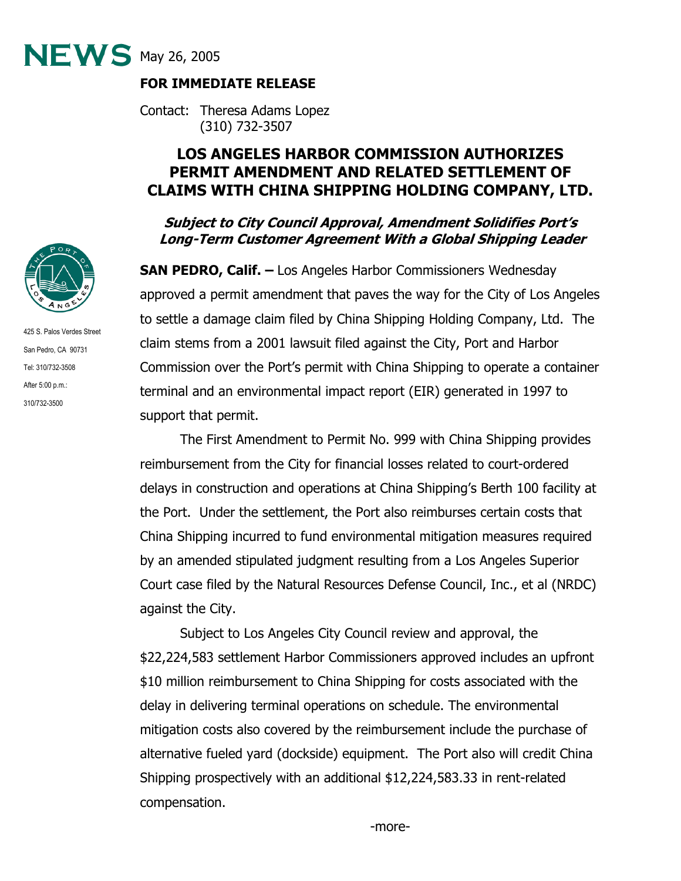# NEWS May 26, 2005

**FOR IMMEDIATE RELEASE**

Contact: Theresa Adams Lopez
(310) 732-3507

425 S. Palos Verdes Street
San Pedro, CA 90731
Tel: 310/732-3508
After 5:00 p.m.:
310/732-3500

## LOS ANGELES HARBOR COMMISSION AUTHORIZES PERMIT AMENDMENT AND RELATED SETTLEMENT OF CLAIMS WITH CHINA SHIPPING HOLDING COMPANY, LTD.

***Subject to City Council Approval, Amendment Solidifies Port's Long-Term Customer Agreement With a Global Shipping Leader***

**SAN PEDRO, Calif. –** Los Angeles Harbor Commissioners Wednesday approved a permit amendment that paves the way for the City of Los Angeles to settle a damage claim filed by China Shipping Holding Company, Ltd. The claim stems from a 2001 lawsuit filed against the City, Port and Harbor Commission over the Port's permit with China Shipping to operate a container terminal and an environmental impact report (EIR) generated in 1997 to support that permit.

The First Amendment to Permit No. 999 with China Shipping provides reimbursement from the City for financial losses related to court-ordered delays in construction and operations at China Shipping's Berth 100 facility at the Port. Under the settlement, the Port also reimburses certain costs that China Shipping incurred to fund environmental mitigation measures required by an amended stipulated judgment resulting from a Los Angeles Superior Court case filed by the Natural Resources Defense Council, Inc., et al (NRDC) against the City.

Subject to Los Angeles City Council review and approval, the $22,224,583 settlement Harbor Commissioners approved includes an upfront $10 million reimbursement to China Shipping for costs associated with the delay in delivering terminal operations on schedule. The environmental mitigation costs also covered by the reimbursement include the purchase of alternative fueled yard (dockside) equipment. The Port also will credit China Shipping prospectively with an additional $12,224,583.33 in rent-related compensation.

-more-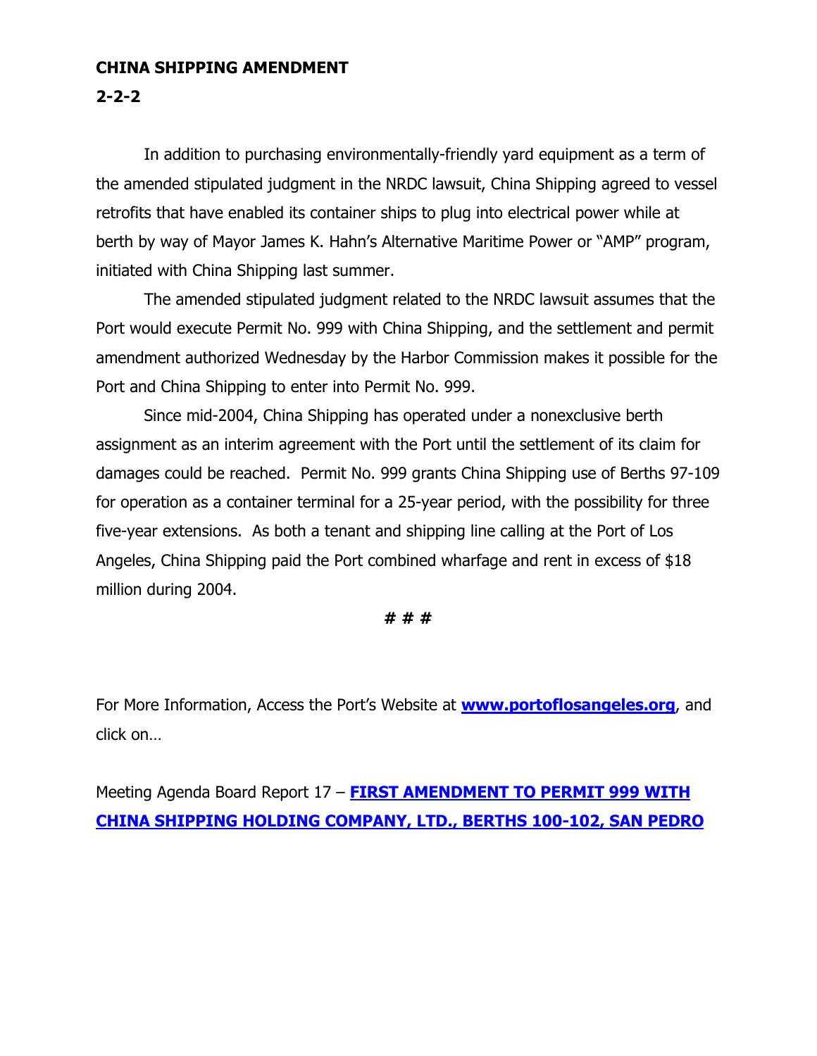**CHINA SHIPPING AMENDMENT**

**2-2-2**

In addition to purchasing environmentally-friendly yard equipment as a term of the amended stipulated judgment in the NRDC lawsuit, China Shipping agreed to vessel retrofits that have enabled its container ships to plug into electrical power while at berth by way of Mayor James K. Hahn's Alternative Maritime Power or "AMP" program, initiated with China Shipping last summer.

The amended stipulated judgment related to the NRDC lawsuit assumes that the Port would execute Permit No. 999 with China Shipping, and the settlement and permit amendment authorized Wednesday by the Harbor Commission makes it possible for the Port and China Shipping to enter into Permit No. 999.

Since mid-2004, China Shipping has operated under a nonexclusive berth assignment as an interim agreement with the Port until the settlement of its claim for damages could be reached. Permit No. 999 grants China Shipping use of Berths 97-109 for operation as a container terminal for a 25-year period, with the possibility for three five-year extensions. As both a tenant and shipping line calling at the Port of Los Angeles, China Shipping paid the Port combined wharfage and rent in excess of $18 million during 2004.

**# # #**

For More Information, Access the Port's Website at **[www.portoflosangeles.org](http://www.portoflosangeles.org)**, and click on…

Meeting Agenda Board Report 17 – **FIRST AMENDMENT TO PERMIT 999 WITH CHINA SHIPPING HOLDING COMPANY, LTD., BERTHS 100-102, SAN PEDRO**